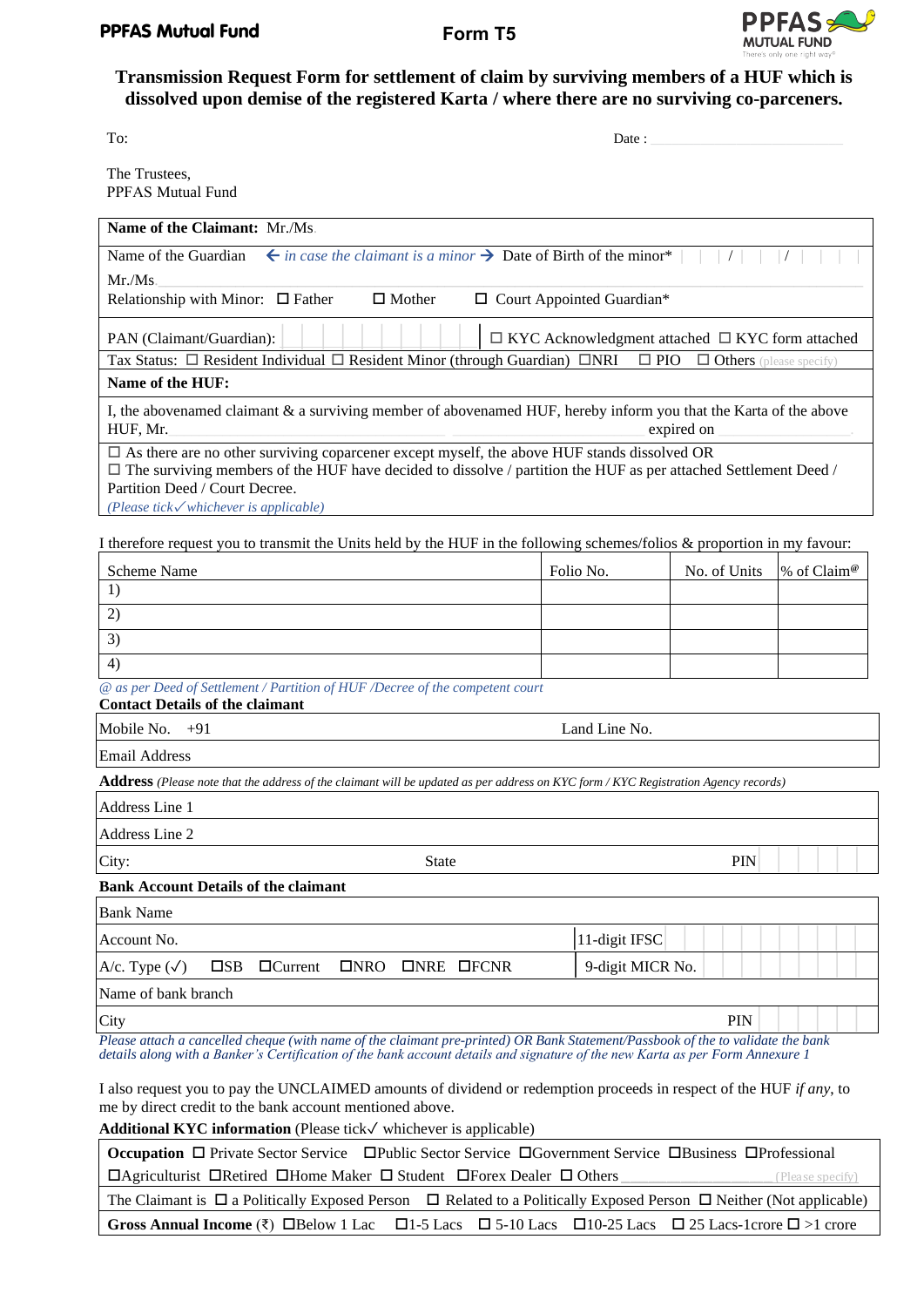PPFAS Mutual Fund **Form T5** PPFAS MUTUAL FUND There's only one right way®

# Transmission Request Form for settlement of claim by surviving members of a HUF which is dissolved upon demise of the registered Karta / where there are no surviving co-parceners.

To: Date :

The Trustees,
PPFAS Mutual Fund

**Name of the Claimant:** Mr./Ms.

Name of the Guardian ← *in case the claimant is a minor* → Date of Birth of the minor* | | / | | / | | | |

Mr./Ms.

Relationship with Minor: ☐ Father ☐ Mother ☐ Court Appointed Guardian*

PAN (Claimant/Guardian): | | | | | | | | | | | ☐ KYC Acknowledgment attached ☐ KYC form attached

Tax Status: ☐ Resident Individual ☐ Resident Minor (through Guardian) ☐NRI ☐ PIO ☐ Others (please specify)

**Name of the HUF:**

I, the abovenamed claimant & a surviving member of abovenamed HUF, hereby inform you that the Karta of the above HUF, Mr. expired on .

☐ As there are no other surviving coparcener except myself, the above HUF stands dissolved OR
☐ The surviving members of the HUF have decided to dissolve / partition the HUF as per attached Settlement Deed / Partition Deed / Court Decree.
*(Please tick✓whichever is applicable)*

I therefore request you to transmit the Units held by the HUF in the following schemes/folios & proportion in my favour:

| Scheme Name | Folio No. | No. of Units | % of Claim@ |
|---|---|---|---|
| 1) | | | |
| 2) | | | |
| 3) | | | |
| 4) | | | |

*@ as per Deed of Settlement / Partition of HUF /Decree of the competent court*

**Contact Details of the claimant**

| Mobile No. +91 | Land Line No. |
|---|---|
| Email Address | |

**Address** *(Please note that the address of the claimant will be updated as per address on KYC form / KYC Registration Agency records)*

| Address Line 1 | | |
|---|---|---|
| Address Line 2 | | |
| City: | State | PIN |

**Bank Account Details of the claimant**

| Bank Name | |
|---|---|
| Account No. | 11-digit IFSC |
| A/c. Type (✓) ☐SB ☐Current ☐NRO ☐NRE ☐FCNR | 9-digit MICR No. |
| Name of bank branch | |
| City | PIN |

*Please attach a cancelled cheque (with name of the claimant pre-printed) OR Bank Statement/Passbook of the to validate the bank details along with a Banker's Certification of the bank account details and signature of the new Karta as per Form Annexure 1*

I also request you to pay the UNCLAIMED amounts of dividend or redemption proceeds in respect of the HUF *if any*, to me by direct credit to the bank account mentioned above.

**Additional KYC information** (Please tick✓ whichever is applicable)

**Occupation** ☐ Private Sector Service ☐Public Sector Service ☐Government Service ☐Business ☐Professional ☐Agriculturist ☐Retired ☐Home Maker ☐ Student ☐Forex Dealer ☐ Others (Please specify)

The Claimant is ☐ a Politically Exposed Person ☐ Related to a Politically Exposed Person ☐ Neither (Not applicable)

**Gross Annual Income** (₹) ☐Below 1 Lac ☐1-5 Lacs ☐ 5-10 Lacs ☐10-25 Lacs ☐ 25 Lacs-1crore ☐ >1 crore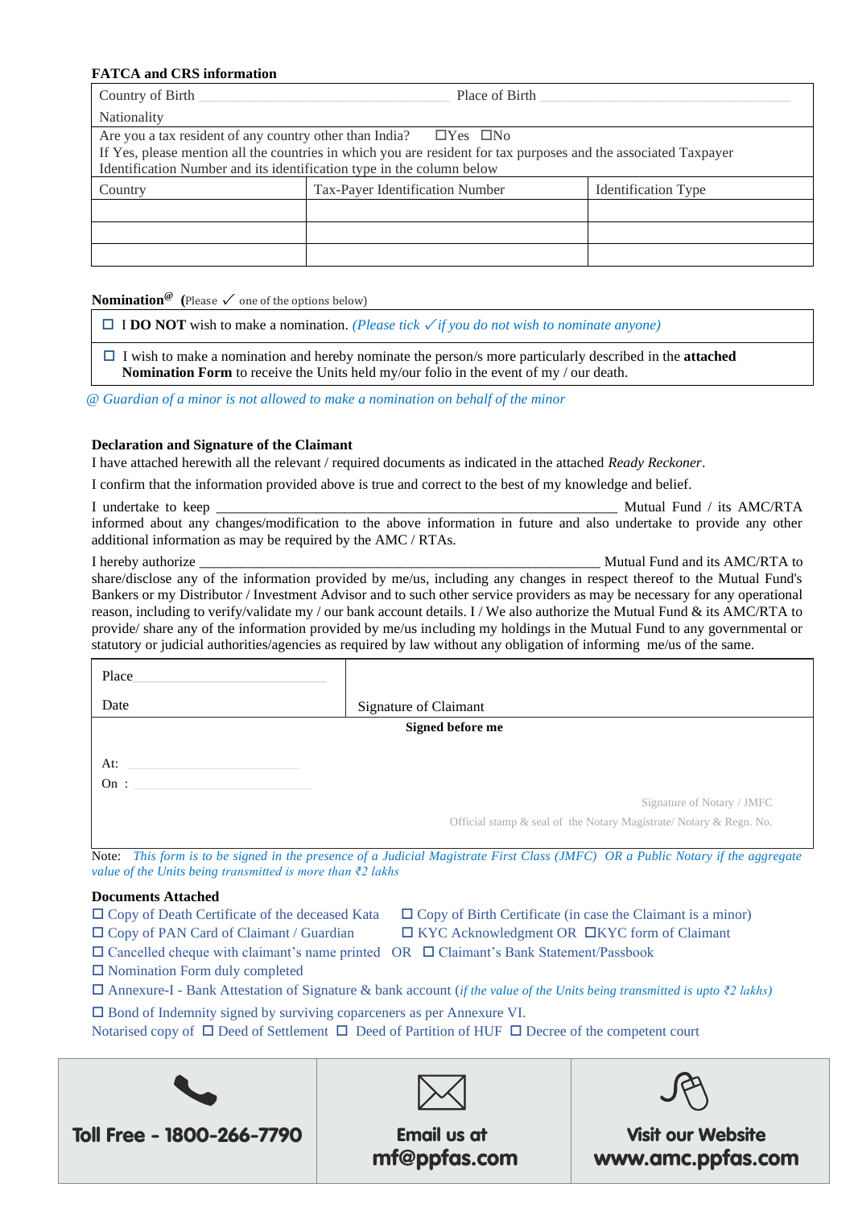**FATCA and CRS information**

| | | |
|---|---|---|
| Country of Birth ______________________ | Place of Birth ______________________ | |
| Nationality | | |
| Are you a tax resident of any country other than India? ☐Yes ☐No<br>If Yes, please mention all the countries in which you are resident for tax purposes and the associated Taxpayer Identification Number and its identification type in the column below | | |
| Country | Tax-Payer Identification Number | Identification Type |
| | | |
| | | |
| | | |

**Nomination**[@] (Please ✓ one of the options below)

☐ I **DO NOT** wish to make a nomination. *(Please tick ✓ if you do not wish to nominate anyone)*

☐ I wish to make a nomination and hereby nominate the person/s more particularly described in the **attached Nomination Form** to receive the Units held my/our folio in the event of my / our death.

*@ Guardian of a minor is not allowed to make a nomination on behalf of the minor*

**Declaration and Signature of the Claimant**

I have attached herewith all the relevant / required documents as indicated in the attached *Ready Reckoner*.

I confirm that the information provided above is true and correct to the best of my knowledge and belief.

I undertake to keep ________________________________________________ Mutual Fund / its AMC/RTA informed about any changes/modification to the above information in future and also undertake to provide any other additional information as may be required by the AMC / RTAs.

I hereby authorize ________________________________________________ Mutual Fund and its AMC/RTA to share/disclose any of the information provided by me/us, including any changes in respect thereof to the Mutual Fund's Bankers or my Distributor / Investment Advisor and to such other service providers as may be necessary for any operational reason, including to verify/validate my / our bank account details. I / We also authorize the Mutual Fund & its AMC/RTA to provide/ share any of the information provided by me/us including my holdings in the Mutual Fund to any governmental or statutory or judicial authorities/agencies as required by law without any obligation of informing me/us of the same.

| | |
|---|---|
| Place ______________________<br><br>Date | Signature of Claimant |

**Signed before me**

At: ______________________

On : ______________________

Signature of Notary / JMFC

Official stamp & seal of the Notary Magistrate/ Notary & Regn. No.

Note: *This form is to be signed in the presence of a Judicial Magistrate First Class (JMFC) OR a Public Notary if the aggregate value of the Units being transmitted is more than ₹2 lakhs*

**Documents Attached**

☐ Copy of Death Certificate of the deceased Kata ☐ Copy of Birth Certificate (in case the Claimant is a minor)

☐ Copy of PAN Card of Claimant / Guardian ☐ KYC Acknowledgment OR ☐KYC form of Claimant

☐ Cancelled cheque with claimant's name printed OR ☐ Claimant's Bank Statement/Passbook

☐ Nomination Form duly completed

☐ Annexure-I - Bank Attestation of Signature & bank account (*if the value of the Units being transmitted is upto ₹2 lakhs)*

☐ Bond of Indemnity signed by surviving coparceners as per Annexure VI.

Notarised copy of ☐ Deed of Settlement ☐ Deed of Partition of HUF ☐ Decree of the competent court

| | | |
|---|---|---|
| Toll Free - 1800-266-7790 | Email us at mf@ppfas.com | Visit our Website www.amc.ppfas.com |